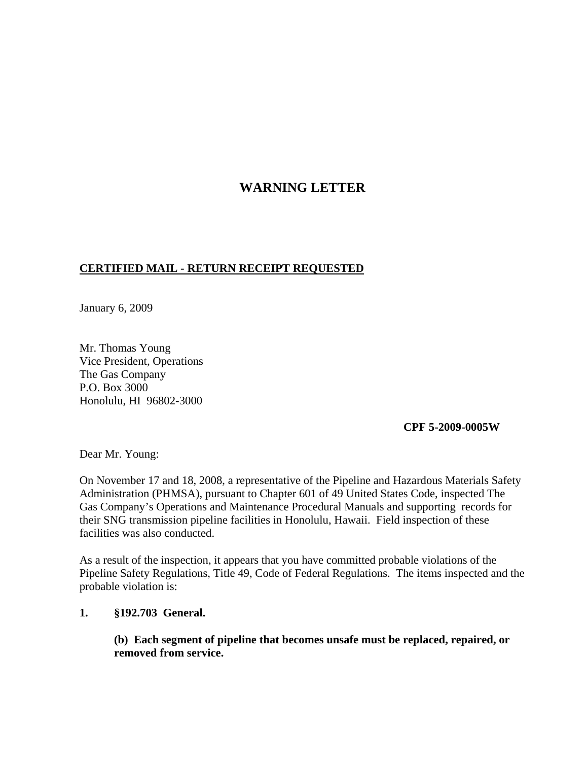# WARNING LETTER

**CERTIFIED MAIL - RETURN RECEIPT REQUESTED**

January 6, 2009

Mr. Thomas Young
Vice President, Operations
The Gas Company
P.O. Box 3000
Honolulu, HI 96802-3000

**CPF 5-2009-0005W**

Dear Mr. Young:

On November 17 and 18, 2008, a representative of the Pipeline and Hazardous Materials Safety Administration (PHMSA), pursuant to Chapter 601 of 49 United States Code, inspected The Gas Company's Operations and Maintenance Procedural Manuals and supporting records for their SNG transmission pipeline facilities in Honolulu, Hawaii. Field inspection of these facilities was also conducted.

As a result of the inspection, it appears that you have committed probable violations of the Pipeline Safety Regulations, Title 49, Code of Federal Regulations. The items inspected and the probable violation is:

**1. §192.703 General.**

**(b) Each segment of pipeline that becomes unsafe must be replaced, repaired, or removed from service.**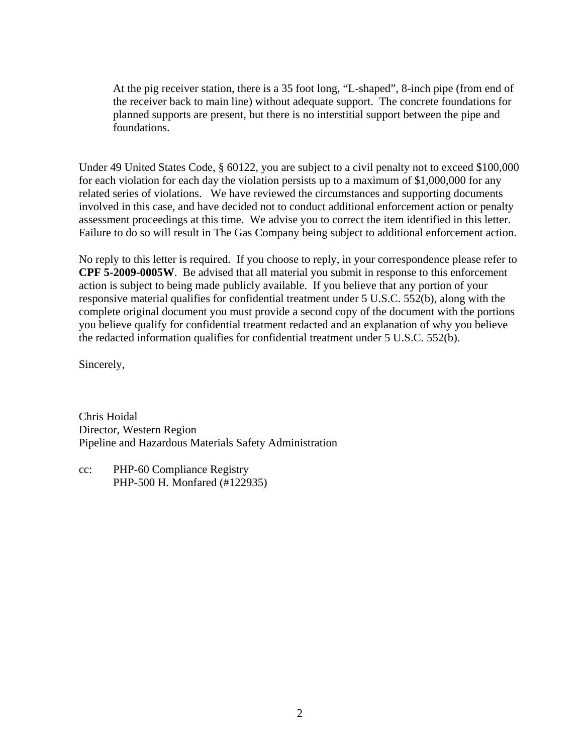At the pig receiver station, there is a 35 foot long, "L-shaped", 8-inch pipe (from end of the receiver back to main line) without adequate support. The concrete foundations for planned supports are present, but there is no interstitial support between the pipe and foundations.

Under 49 United States Code, § 60122, you are subject to a civil penalty not to exceed $100,000 for each violation for each day the violation persists up to a maximum of $1,000,000 for any related series of violations. We have reviewed the circumstances and supporting documents involved in this case, and have decided not to conduct additional enforcement action or penalty assessment proceedings at this time. We advise you to correct the item identified in this letter. Failure to do so will result in The Gas Company being subject to additional enforcement action.

No reply to this letter is required. If you choose to reply, in your correspondence please refer to **CPF 5-2009-0005W**. Be advised that all material you submit in response to this enforcement action is subject to being made publicly available. If you believe that any portion of your responsive material qualifies for confidential treatment under 5 U.S.C. 552(b), along with the complete original document you must provide a second copy of the document with the portions you believe qualify for confidential treatment redacted and an explanation of why you believe the redacted information qualifies for confidential treatment under 5 U.S.C. 552(b).

Sincerely,

Chris Hoidal
Director, Western Region
Pipeline and Hazardous Materials Safety Administration

cc: PHP-60 Compliance Registry
PHP-500 H. Monfared (#122935)